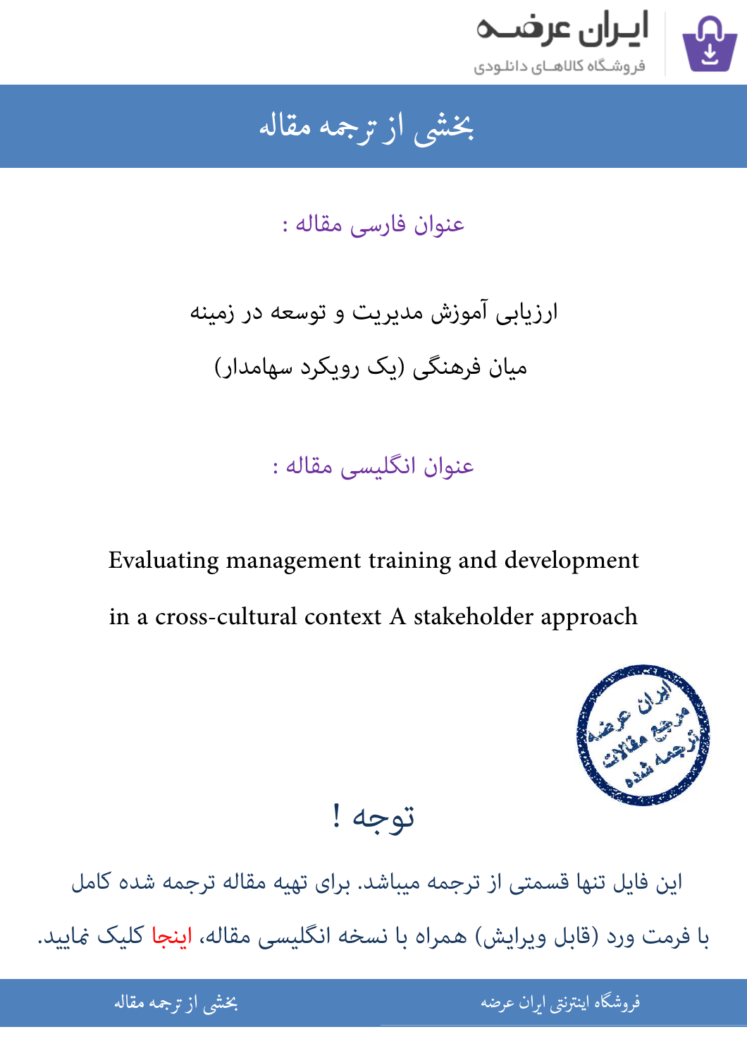# بخشی از ترجمه مقاله

## عنوان فارسی مقاله :

ارزیابی آموزش مدیریت و توسعه در زمینه

میان فرهنگی (یک رویکرد سهامدار)

## عنوان انگلیسی مقاله :

Evaluating management training and development

in a cross-cultural context A stakeholder approach

## توجه !

این فایل تنها قسمتی از ترجمه میباشد. برای تهیه مقاله ترجمه شده کامل

با فرمت ورد (قابل ویرایش) همراه با نسخه انگلیسی مقاله، اینجا کلیک نمایید.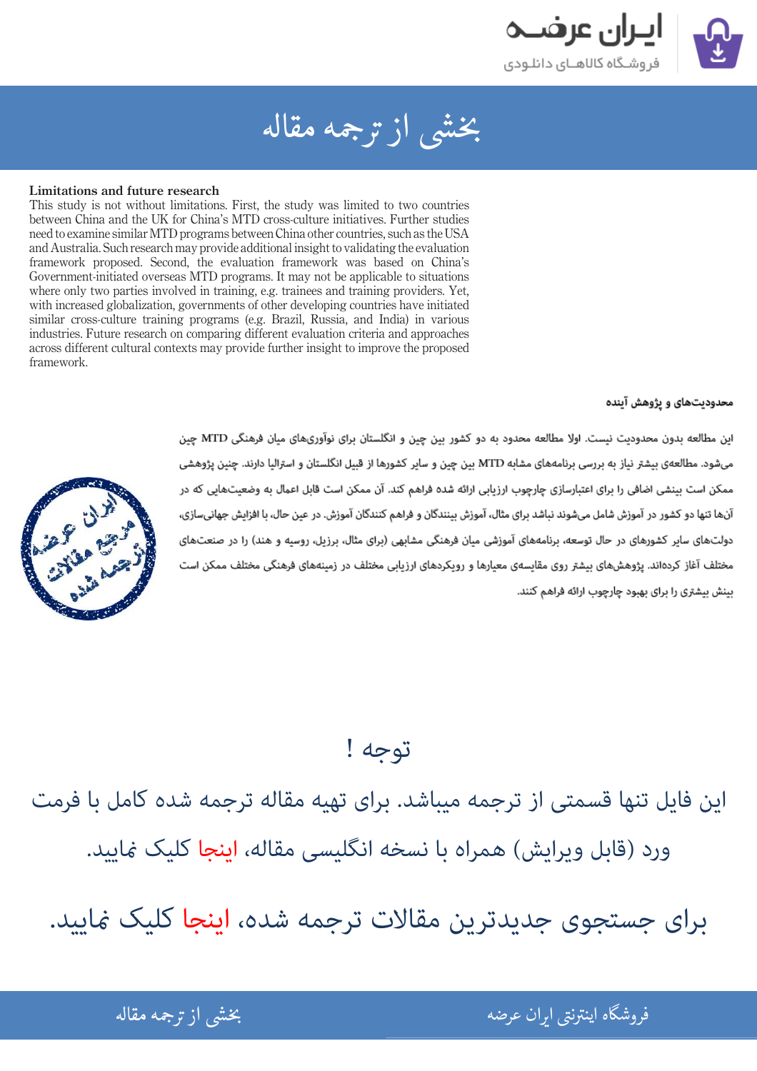# بخشی از ترجمه مقاله

**Limitations and future research**

This study is not without limitations. First, the study was limited to two countries between China and the UK for China's MTD cross-culture initiatives. Further studies need to examine similar MTD programs between China other countries, such as the USA and Australia. Such research may provide additional insight to validating the evaluation framework proposed. Second, the evaluation framework was based on China's Government-initiated overseas MTD programs. It may not be applicable to situations where only two parties involved in training, e.g. trainees and training providers. Yet, with increased globalization, governments of other developing countries have initiated similar cross-culture training programs (e.g. Brazil, Russia, and India) in various industries. Future research on comparing different evaluation criteria and approaches across different cultural contexts may provide further insight to improve the proposed framework.

**محدودیت‌های و پژوهش آینده**

این مطالعه بدون محدودیت نیست. اولا مطالعه محدود به دو کشور بین چین و انگلستان برای نوآوری‌های میان فرهنگی MTD چین می‌شود. مطالعه‌ی بیشتر نیاز به بررسی برنامه‌های مشابه MTD بین چین و سایر کشورها از قبیل انگلستان و استرالیا دارند. چنین پژوهشی ممکن است بینشی اضافی را برای اعتبارسازی چارچوب ارزیابی ارائه شده فراهم کند. آن ممکن است قابل اعمال به وضعیت‌هایی که در آن‌ها تنها دو کشور در آموزش شامل می‌شوند نباشد برای مثال، آموزش بینندگان و فراهم کنندگان آموزش. در عین حال، با افزایش جهانی‌سازی، دولت‌های سایر کشورهای در حال توسعه، برنامه‌های آموزشی میان فرهنگی مشابهی (برای مثال، برزیل، روسیه و هند) را در صنعت‌های مختلف آغاز کرده‌اند. پژوهش‌های بیشتر روی مقایسه‌ی معیارها و رویکردهای ارزیابی مختلف در زمینه‌های فرهنگی مختلف ممکن است بینش بیشتری را برای بهبود چارچوب ارائه فراهم کنند.

توجه !

این فایل تنها قسمتی از ترجمه میباشد. برای تهیه مقاله ترجمه شده کامل با فرمت ورد (قابل ویرایش) همراه با نسخه انگلیسی مقاله، اینجا کلیک نمایید.

برای جستجوی جدیدترین مقالات ترجمه شده، اینجا کلیک نمایید.